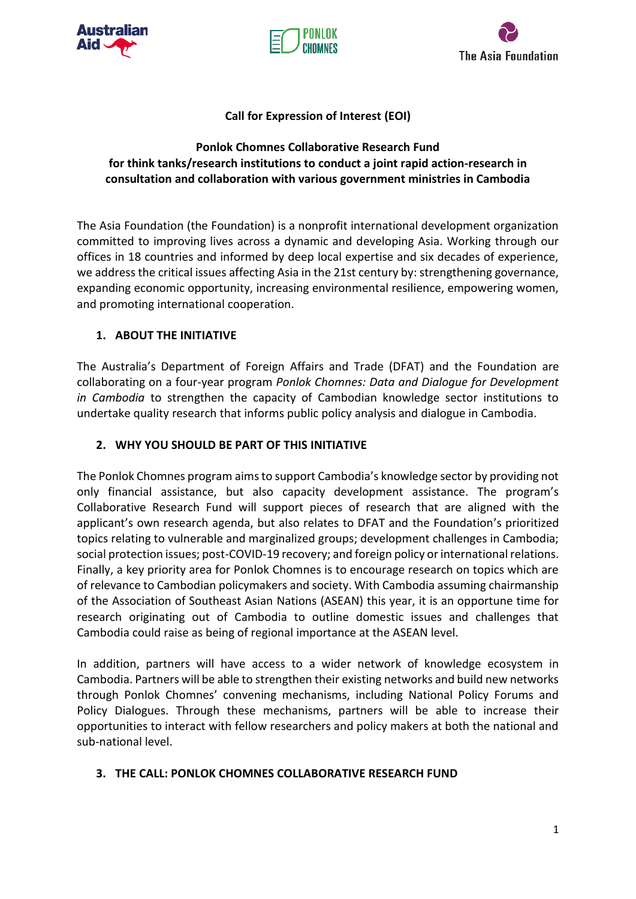**Call for Expression of Interest (EOI)**

**Ponlok Chomnes Collaborative Research Fund**
**for think tanks/research institutions to conduct a joint rapid action-research in consultation and collaboration with various government ministries in Cambodia**

The Asia Foundation (the Foundation) is a nonprofit international development organization committed to improving lives across a dynamic and developing Asia. Working through our offices in 18 countries and informed by deep local expertise and six decades of experience, we address the critical issues affecting Asia in the 21st century by: strengthening governance, expanding economic opportunity, increasing environmental resilience, empowering women, and promoting international cooperation.

## 1. ABOUT THE INITIATIVE

The Australia's Department of Foreign Affairs and Trade (DFAT) and the Foundation are collaborating on a four-year program *Ponlok Chomnes: Data and Dialogue for Development in Cambodia* to strengthen the capacity of Cambodian knowledge sector institutions to undertake quality research that informs public policy analysis and dialogue in Cambodia.

## 2. WHY YOU SHOULD BE PART OF THIS INITIATIVE

The Ponlok Chomnes program aims to support Cambodia's knowledge sector by providing not only financial assistance, but also capacity development assistance. The program's Collaborative Research Fund will support pieces of research that are aligned with the applicant's own research agenda, but also relates to DFAT and the Foundation's prioritized topics relating to vulnerable and marginalized groups; development challenges in Cambodia; social protection issues; post-COVID-19 recovery; and foreign policy or international relations. Finally, a key priority area for Ponlok Chomnes is to encourage research on topics which are of relevance to Cambodian policymakers and society. With Cambodia assuming chairmanship of the Association of Southeast Asian Nations (ASEAN) this year, it is an opportune time for research originating out of Cambodia to outline domestic issues and challenges that Cambodia could raise as being of regional importance at the ASEAN level.

In addition, partners will have access to a wider network of knowledge ecosystem in Cambodia. Partners will be able to strengthen their existing networks and build new networks through Ponlok Chomnes' convening mechanisms, including National Policy Forums and Policy Dialogues. Through these mechanisms, partners will be able to increase their opportunities to interact with fellow researchers and policy makers at both the national and sub-national level.

## 3. THE CALL: PONLOK CHOMNES COLLABORATIVE RESEARCH FUND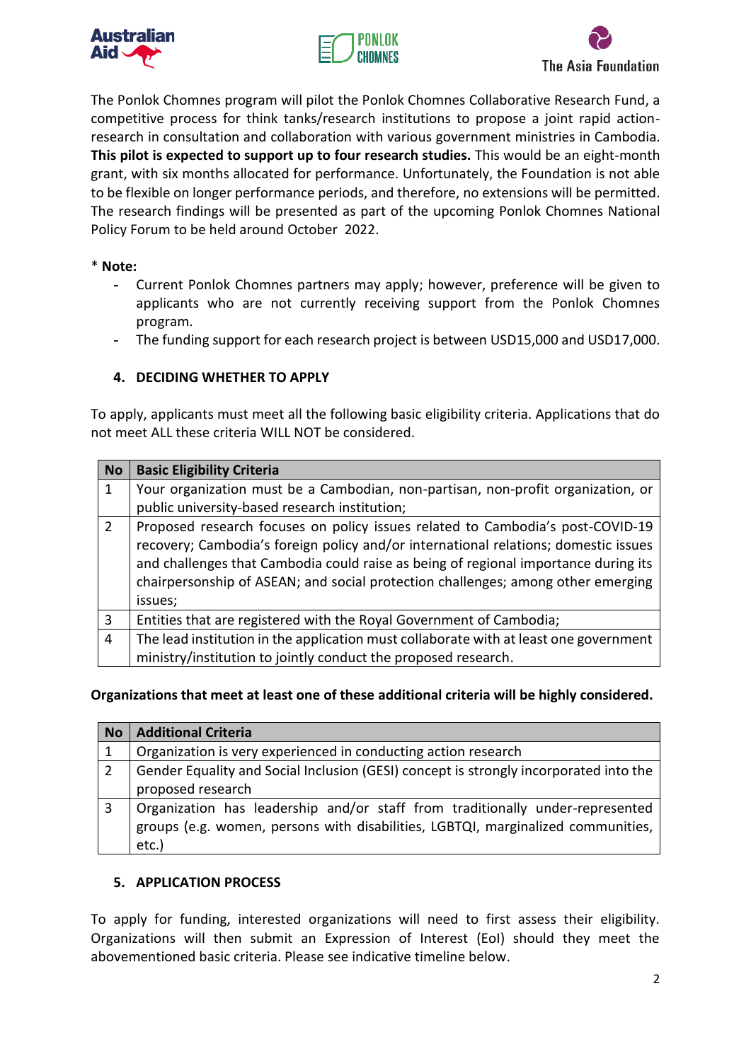The Ponlok Chomnes program will pilot the Ponlok Chomnes Collaborative Research Fund, a competitive process for think tanks/research institutions to propose a joint rapid action-research in consultation and collaboration with various government ministries in Cambodia. **This pilot is expected to support up to four research studies.** This would be an eight-month grant, with six months allocated for performance. Unfortunately, the Foundation is not able to be flexible on longer performance periods, and therefore, no extensions will be permitted. The research findings will be presented as part of the upcoming Ponlok Chomnes National Policy Forum to be held around October 2022.

* **Note:**

- Current Ponlok Chomnes partners may apply; however, preference will be given to applicants who are not currently receiving support from the Ponlok Chomnes program.
- The funding support for each research project is between USD15,000 and USD17,000.

## 4. DECIDING WHETHER TO APPLY

To apply, applicants must meet all the following basic eligibility criteria. Applications that do not meet ALL these criteria WILL NOT be considered.

| No | Basic Eligibility Criteria |
|---|---|
| 1 | Your organization must be a Cambodian, non-partisan, non-profit organization, or public university-based research institution; |
| 2 | Proposed research focuses on policy issues related to Cambodia's post-COVID-19 recovery; Cambodia's foreign policy and/or international relations; domestic issues and challenges that Cambodia could raise as being of regional importance during its chairpersonship of ASEAN; and social protection challenges; among other emerging issues; |
| 3 | Entities that are registered with the Royal Government of Cambodia; |
| 4 | The lead institution in the application must collaborate with at least one government ministry/institution to jointly conduct the proposed research. |

**Organizations that meet at least one of these additional criteria will be highly considered.**

| No | Additional Criteria |
|---|---|
| 1 | Organization is very experienced in conducting action research |
| 2 | Gender Equality and Social Inclusion (GESI) concept is strongly incorporated into the proposed research |
| 3 | Organization has leadership and/or staff from traditionally under-represented groups (e.g. women, persons with disabilities, LGBTQI, marginalized communities, etc.) |

## 5. APPLICATION PROCESS

To apply for funding, interested organizations will need to first assess their eligibility. Organizations will then submit an Expression of Interest (EoI) should they meet the abovementioned basic criteria. Please see indicative timeline below.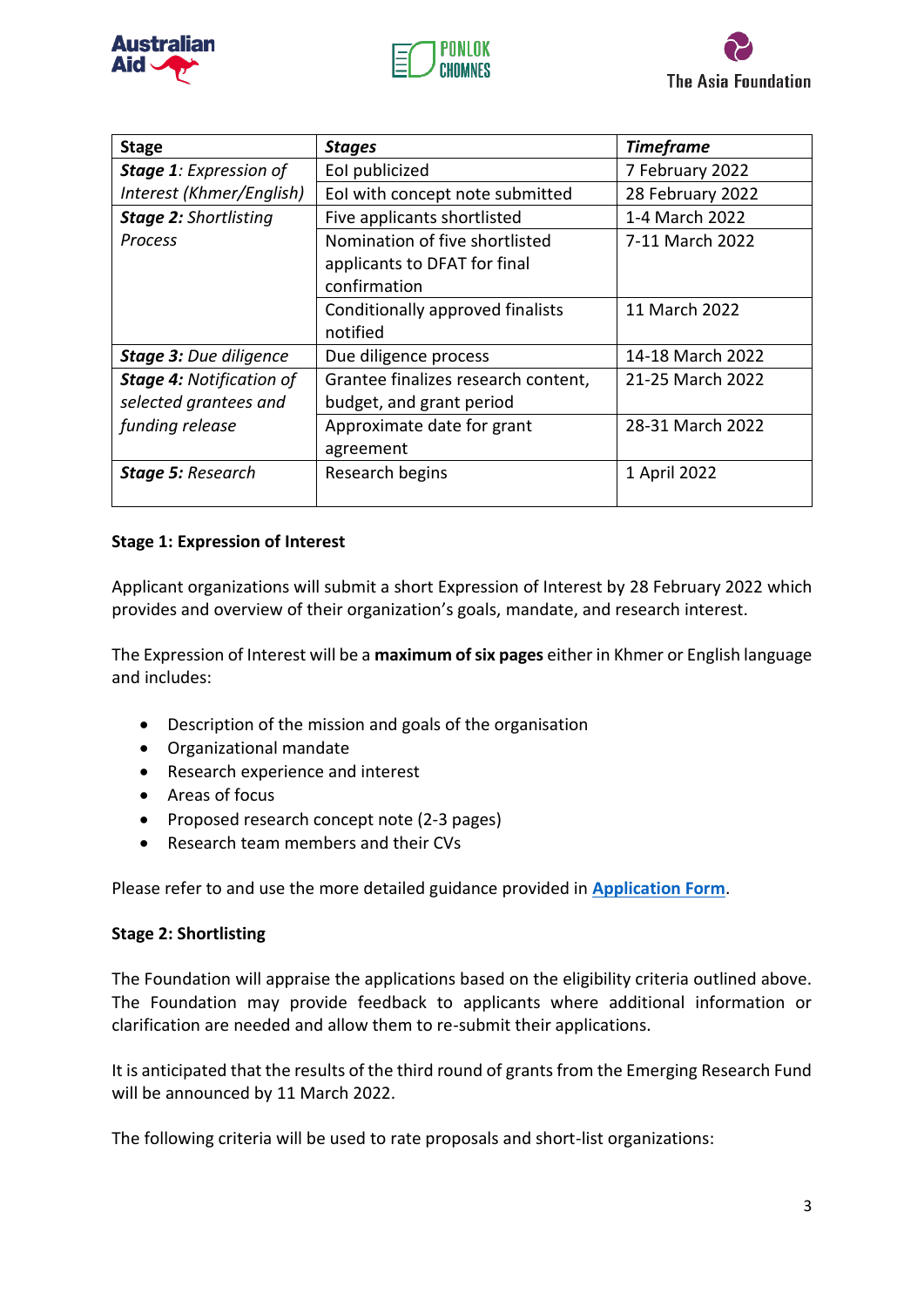| Stage | *Stages* | *Timeframe* |
|---|---|---|
| ***Stage 1**: Expression of Interest (Khmer/English)* | EoI publicized | 7 February 2022 |
| | EoI with concept note submitted | 28 February 2022 |
| ***Stage 2:** Shortlisting Process* | Five applicants shortlisted | 1-4 March 2022 |
| | Nomination of five shortlisted applicants to DFAT for final confirmation | 7-11 March 2022 |
| | Conditionally approved finalists notified | 11 March 2022 |
| ***Stage 3:** Due diligence* | Due diligence process | 14-18 March 2022 |
| ***Stage 4:** Notification of selected grantees and funding release* | Grantee finalizes research content, budget, and grant period | 21-25 March 2022 |
| | Approximate date for grant agreement | 28-31 March 2022 |
| ***Stage 5:** Research* | Research begins | 1 April 2022 |

**Stage 1: Expression of Interest**

Applicant organizations will submit a short Expression of Interest by 28 February 2022 which provides and overview of their organization's goals, mandate, and research interest.

The Expression of Interest will be a **maximum of six pages** either in Khmer or English language and includes:

- Description of the mission and goals of the organisation
- Organizational mandate
- Research experience and interest
- Areas of focus
- Proposed research concept note (2-3 pages)
- Research team members and their CVs

Please refer to and use the more detailed guidance provided in **Application Form**.

**Stage 2: Shortlisting**

The Foundation will appraise the applications based on the eligibility criteria outlined above. The Foundation may provide feedback to applicants where additional information or clarification are needed and allow them to re-submit their applications.

It is anticipated that the results of the third round of grants from the Emerging Research Fund will be announced by 11 March 2022.

The following criteria will be used to rate proposals and short-list organizations: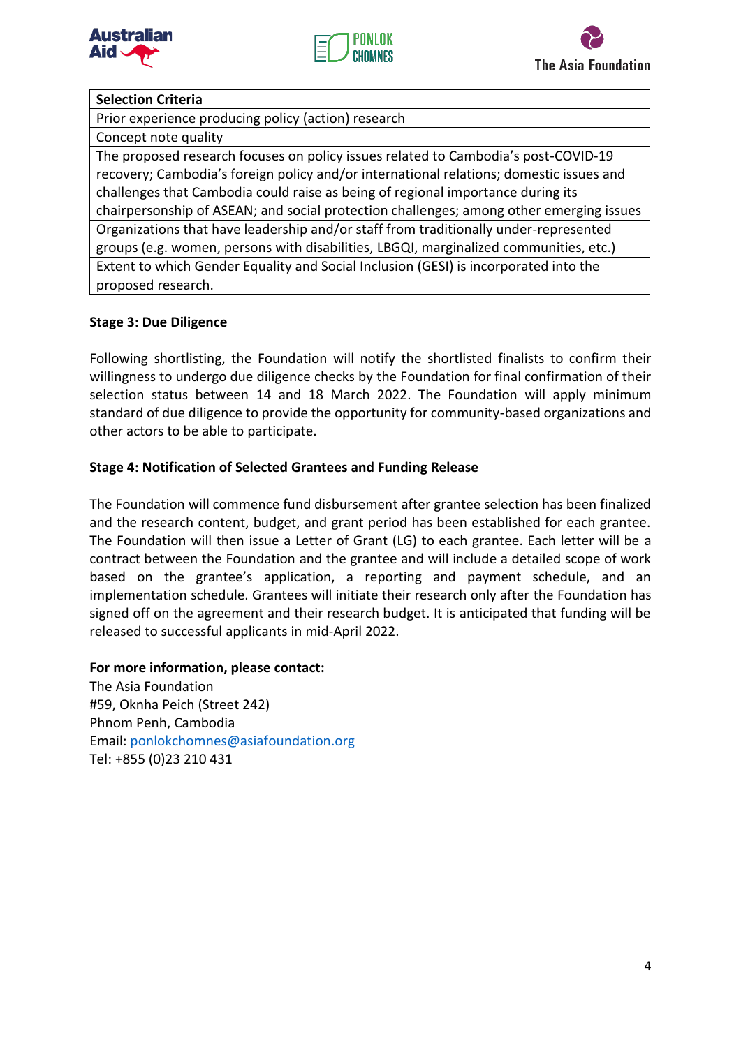| Selection Criteria |
| --- |
| Prior experience producing policy (action) research |
| Concept note quality |
| The proposed research focuses on policy issues related to Cambodia's post-COVID-19 recovery; Cambodia's foreign policy and/or international relations; domestic issues and challenges that Cambodia could raise as being of regional importance during its chairpersonship of ASEAN; and social protection challenges; among other emerging issues |
| Organizations that have leadership and/or staff from traditionally under-represented groups (e.g. women, persons with disabilities, LBGQI, marginalized communities, etc.) |
| Extent to which Gender Equality and Social Inclusion (GESI) is incorporated into the proposed research. |

**Stage 3: Due Diligence**

Following shortlisting, the Foundation will notify the shortlisted finalists to confirm their willingness to undergo due diligence checks by the Foundation for final confirmation of their selection status between 14 and 18 March 2022. The Foundation will apply minimum standard of due diligence to provide the opportunity for community-based organizations and other actors to be able to participate.

**Stage 4: Notification of Selected Grantees and Funding Release**

The Foundation will commence fund disbursement after grantee selection has been finalized and the research content, budget, and grant period has been established for each grantee. The Foundation will then issue a Letter of Grant (LG) to each grantee. Each letter will be a contract between the Foundation and the grantee and will include a detailed scope of work based on the grantee's application, a reporting and payment schedule, and an implementation schedule. Grantees will initiate their research only after the Foundation has signed off on the agreement and their research budget. It is anticipated that funding will be released to successful applicants in mid-April 2022.

**For more information, please contact:**
The Asia Foundation
#59, Oknha Peich (Street 242)
Phnom Penh, Cambodia
Email: ponlokchomnes@asiafoundation.org
Tel: +855 (0)23 210 431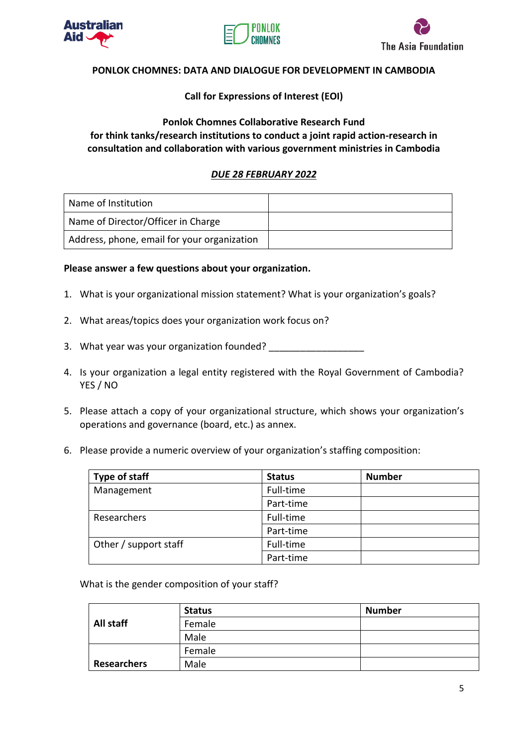**PONLOK CHOMNES: DATA AND DIALOGUE FOR DEVELOPMENT IN CAMBODIA**

**Call for Expressions of Interest (EOI)**

**Ponlok Chomnes Collaborative Research Fund**
**for think tanks/research institutions to conduct a joint rapid action-research in consultation and collaboration with various government ministries in Cambodia**

***DUE 28 FEBRUARY 2022***

| Name of Institution | |
|---|---|
| Name of Director/Officer in Charge | |
| Address, phone, email for your organization | |

**Please answer a few questions about your organization.**

1. What is your organizational mission statement? What is your organization's goals?
2. What areas/topics does your organization work focus on?
3. What year was your organization founded? __________________
4. Is your organization a legal entity registered with the Royal Government of Cambodia? YES / NO
5. Please attach a copy of your organizational structure, which shows your organization's operations and governance (board, etc.) as annex.
6. Please provide a numeric overview of your organization's staffing composition:

| Type of staff | Status | Number |
|---|---|---|
| Management | Full-time | |
| | Part-time | |
| Researchers | Full-time | |
| | Part-time | |
| Other / support staff | Full-time | |
| | Part-time | |

What is the gender composition of your staff?

| | Status | Number |
|---|---|---|
| **All staff** | Female | |
| | Male | |
| **Researchers** | Female | |
| | Male | |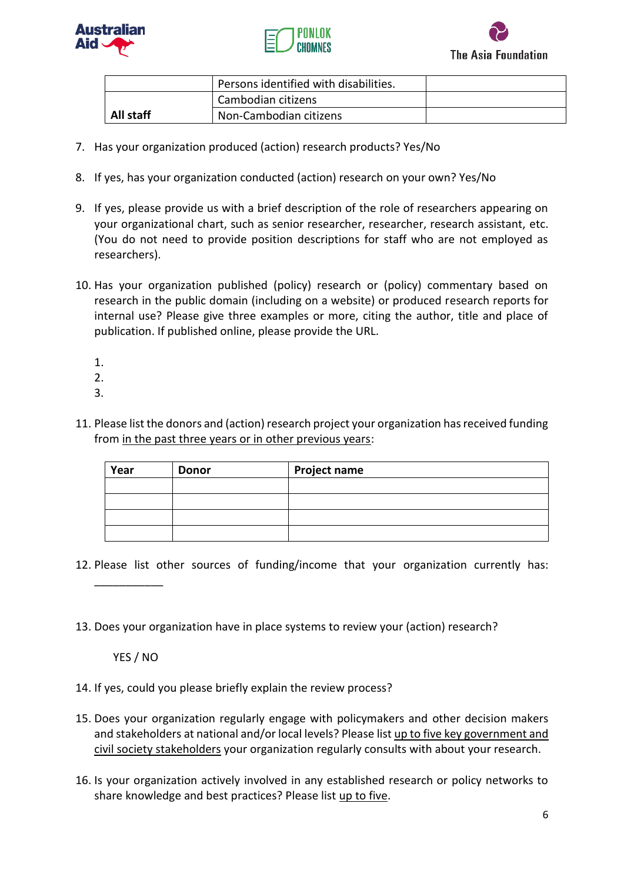| | | |
|---|---|---|
| | Persons identified with disabilities. | |
| | Cambodian citizens | |
| **All staff** | Non-Cambodian citizens | |

7. Has your organization produced (action) research products? Yes/No

8. If yes, has your organization conducted (action) research on your own? Yes/No

9. If yes, please provide us with a brief description of the role of researchers appearing on your organizational chart, such as senior researcher, researcher, research assistant, etc. (You do not need to provide position descriptions for staff who are not employed as researchers).

10. Has your organization published (policy) research or (policy) commentary based on research in the public domain (including on a website) or produced research reports for internal use? Please give three examples or more, citing the author, title and place of publication. If published online, please provide the URL.

    1.
    2.
    3.

11. Please list the donors and (action) research project your organization has received funding from <u>in the past three years or in other previous years</u>:

| **Year** | **Donor** | **Project name** |
|---|---|---|
| | | |
| | | |
| | | |
| | | |

12. Please list other sources of funding/income that your organization currently has: ___________

13. Does your organization have in place systems to review your (action) research?

    YES / NO

14. If yes, could you please briefly explain the review process?

15. Does your organization regularly engage with policymakers and other decision makers and stakeholders at national and/or local levels? Please list <u>up to five key government and civil society stakeholders</u> your organization regularly consults with about your research.

16. Is your organization actively involved in any established research or policy networks to share knowledge and best practices? Please list <u>up to five</u>.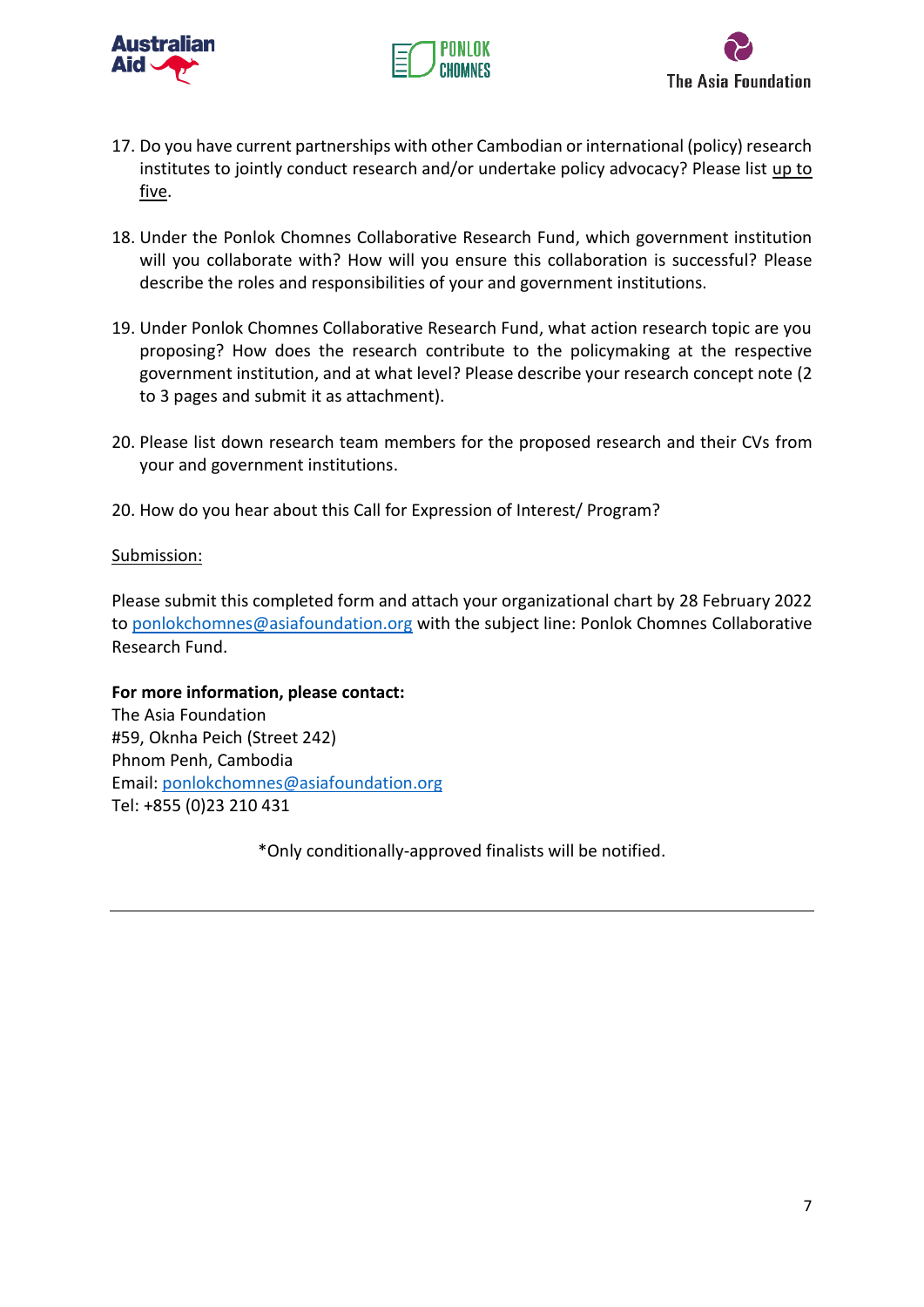17. Do you have current partnerships with other Cambodian or international (policy) research institutes to jointly conduct research and/or undertake policy advocacy? Please list <u>up to five</u>.

18. Under the Ponlok Chomnes Collaborative Research Fund, which government institution will you collaborate with? How will you ensure this collaboration is successful? Please describe the roles and responsibilities of your and government institutions.

19. Under Ponlok Chomnes Collaborative Research Fund, what action research topic are you proposing? How does the research contribute to the policymaking at the respective government institution, and at what level? Please describe your research concept note (2 to 3 pages and submit it as attachment).

20. Please list down research team members for the proposed research and their CVs from your and government institutions.

20. How do you hear about this Call for Expression of Interest/ Program?

<u>Submission:</u>

Please submit this completed form and attach your organizational chart by 28 February 2022 to ponlokchomnes@asiafoundation.org with the subject line: Ponlok Chomnes Collaborative Research Fund.

**For more information, please contact:**
The Asia Foundation
#59, Oknha Peich (Street 242)
Phnom Penh, Cambodia
Email: ponlokchomnes@asiafoundation.org
Tel: +855 (0)23 210 431

*Only conditionally-approved finalists will be notified.

---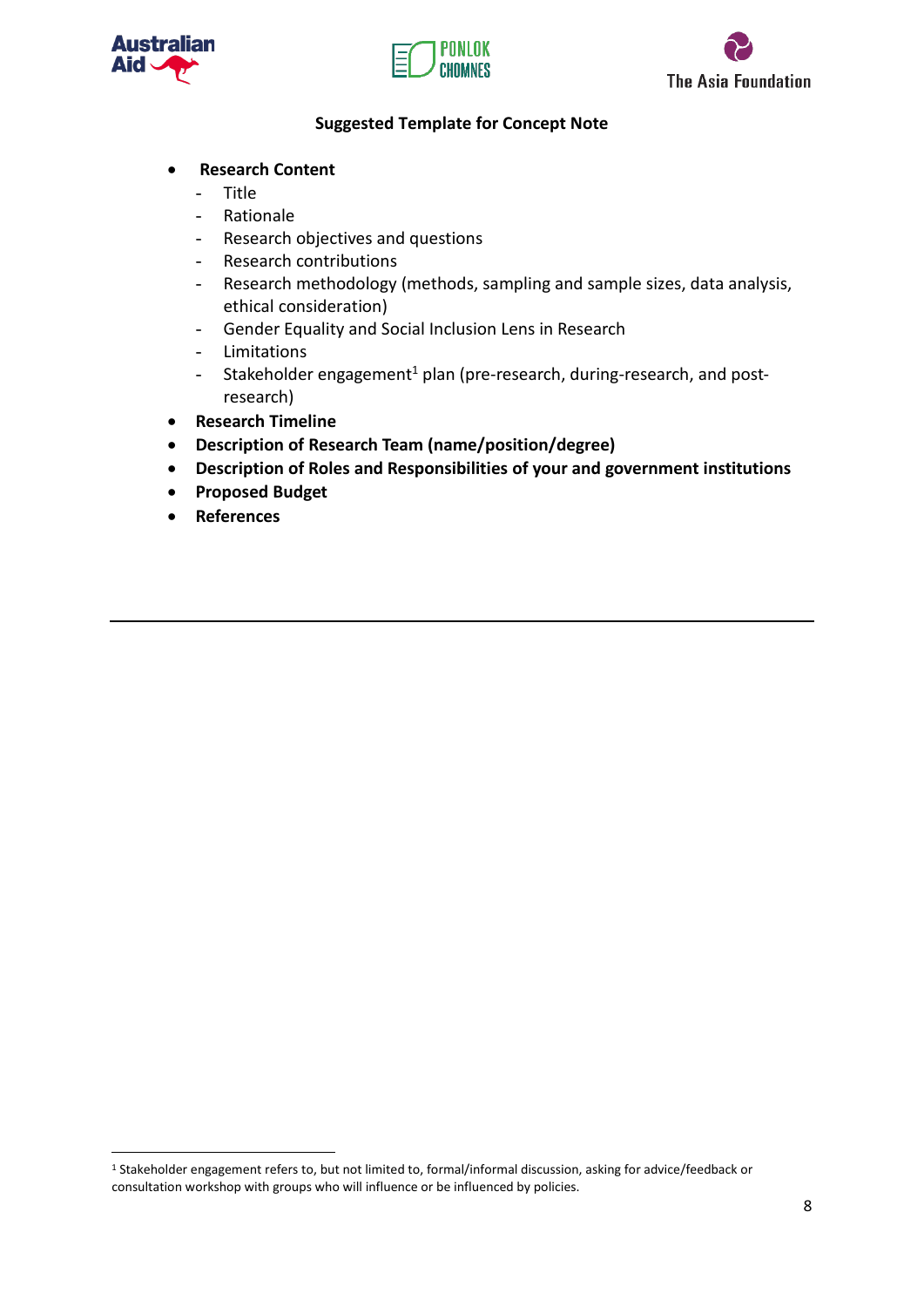**Suggested Template for Concept Note**

- **Research Content**
  - Title
  - Rationale
  - Research objectives and questions
  - Research contributions
  - Research methodology (methods, sampling and sample sizes, data analysis, ethical consideration)
  - Gender Equality and Social Inclusion Lens in Research
  - Limitations
  - Stakeholder engagement[1] plan (pre-research, during-research, and post-research)
- **Research Timeline**
- **Description of Research Team (name/position/degree)**
- **Description of Roles and Responsibilities of your and government institutions**
- **Proposed Budget**
- **References**

---

[1] Stakeholder engagement refers to, but not limited to, formal/informal discussion, asking for advice/feedback or consultation workshop with groups who will influence or be influenced by policies.